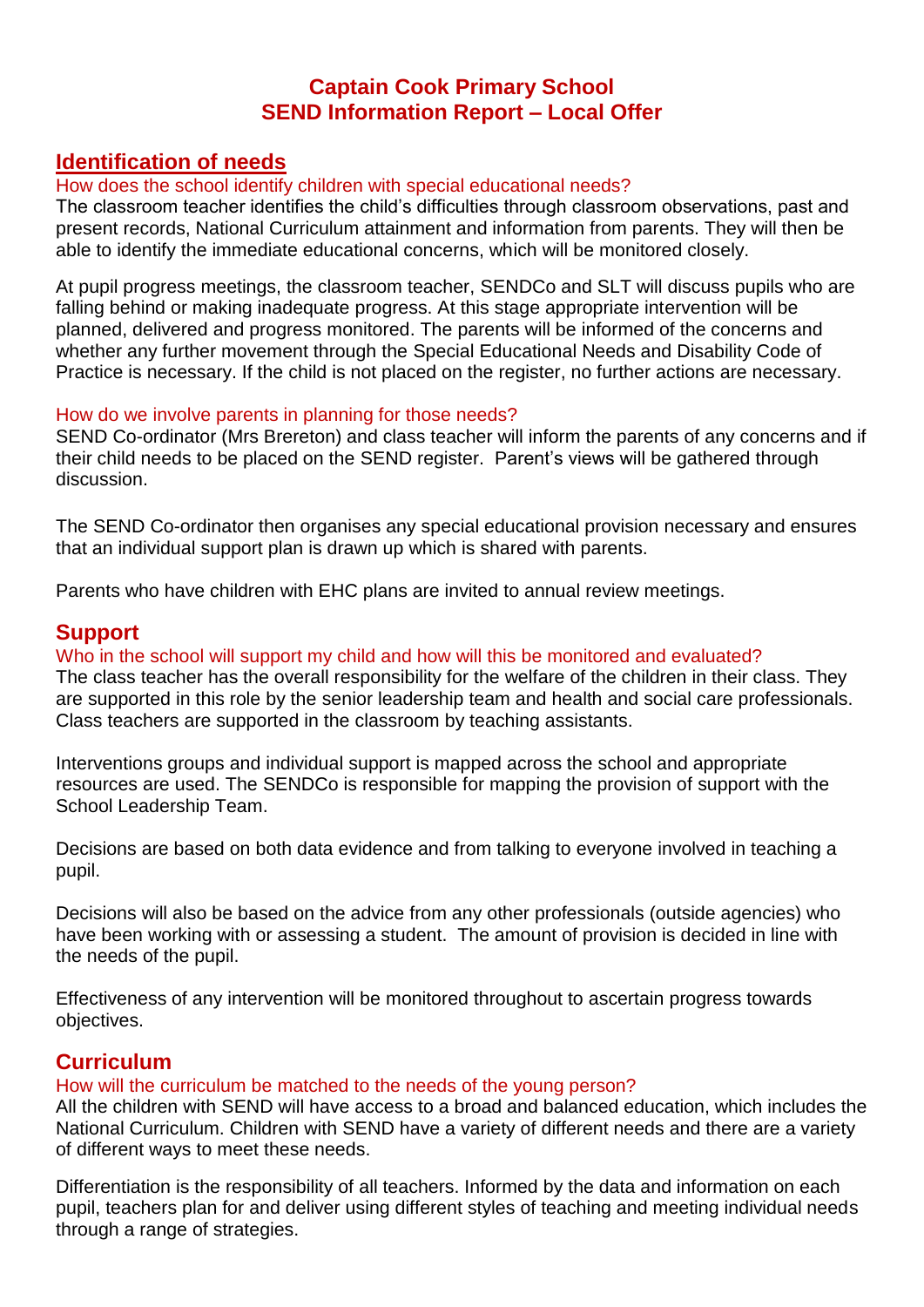# Captain Cook Primary School
# SEND Information Report – Local Offer

## Identification of needs

### How does the school identify children with special educational needs?

The classroom teacher identifies the child's difficulties through classroom observations, past and present records, National Curriculum attainment and information from parents. They will then be able to identify the immediate educational concerns, which will be monitored closely.

At pupil progress meetings, the classroom teacher, SENDCo and SLT will discuss pupils who are falling behind or making inadequate progress. At this stage appropriate intervention will be planned, delivered and progress monitored. The parents will be informed of the concerns and whether any further movement through the Special Educational Needs and Disability Code of Practice is necessary. If the child is not placed on the register, no further actions are necessary.

### How do we involve parents in planning for those needs?

SEND Co-ordinator (Mrs Brereton) and class teacher will inform the parents of any concerns and if their child needs to be placed on the SEND register. Parent's views will be gathered through discussion.

The SEND Co-ordinator then organises any special educational provision necessary and ensures that an individual support plan is drawn up which is shared with parents.

Parents who have children with EHC plans are invited to annual review meetings.

## Support

### Who in the school will support my child and how will this be monitored and evaluated?

The class teacher has the overall responsibility for the welfare of the children in their class. They are supported in this role by the senior leadership team and health and social care professionals. Class teachers are supported in the classroom by teaching assistants.

Interventions groups and individual support is mapped across the school and appropriate resources are used. The SENDCo is responsible for mapping the provision of support with the School Leadership Team.

Decisions are based on both data evidence and from talking to everyone involved in teaching a pupil.

Decisions will also be based on the advice from any other professionals (outside agencies) who have been working with or assessing a student. The amount of provision is decided in line with the needs of the pupil.

Effectiveness of any intervention will be monitored throughout to ascertain progress towards objectives.

## Curriculum

### How will the curriculum be matched to the needs of the young person?

All the children with SEND will have access to a broad and balanced education, which includes the National Curriculum. Children with SEND have a variety of different needs and there are a variety of different ways to meet these needs.

Differentiation is the responsibility of all teachers. Informed by the data and information on each pupil, teachers plan for and deliver using different styles of teaching and meeting individual needs through a range of strategies.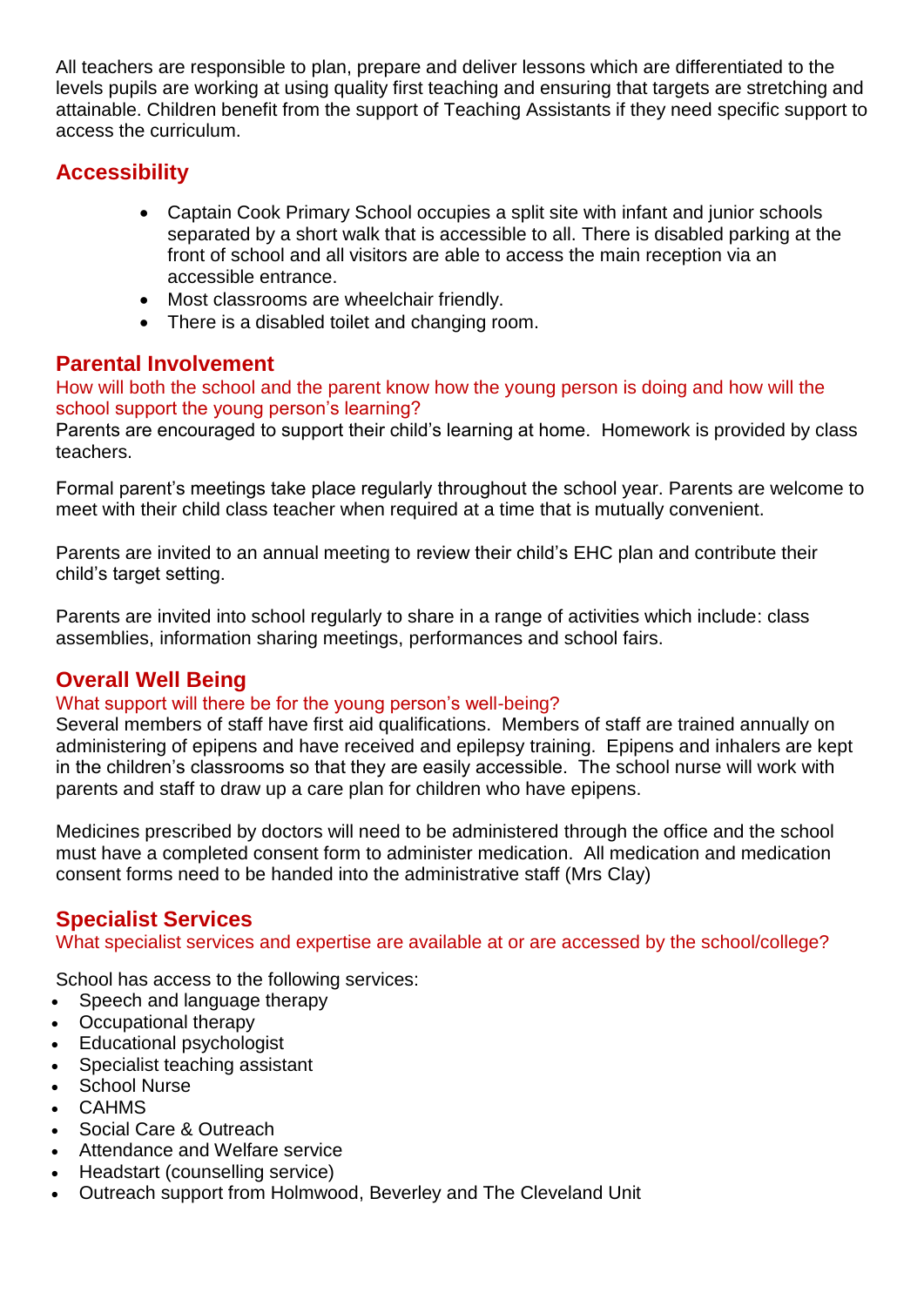All teachers are responsible to plan, prepare and deliver lessons which are differentiated to the levels pupils are working at using quality first teaching and ensuring that targets are stretching and attainable. Children benefit from the support of Teaching Assistants if they need specific support to access the curriculum.

## Accessibility

- Captain Cook Primary School occupies a split site with infant and junior schools separated by a short walk that is accessible to all. There is disabled parking at the front of school and all visitors are able to access the main reception via an accessible entrance.
- Most classrooms are wheelchair friendly.
- There is a disabled toilet and changing room.

## Parental Involvement

How will both the school and the parent know how the young person is doing and how will the school support the young person's learning?

Parents are encouraged to support their child's learning at home. Homework is provided by class teachers.

Formal parent's meetings take place regularly throughout the school year. Parents are welcome to meet with their child class teacher when required at a time that is mutually convenient.

Parents are invited to an annual meeting to review their child's EHC plan and contribute their child's target setting.

Parents are invited into school regularly to share in a range of activities which include: class assemblies, information sharing meetings, performances and school fairs.

## Overall Well Being

What support will there be for the young person's well-being?

Several members of staff have first aid qualifications. Members of staff are trained annually on administering of epipens and have received and epilepsy training. Epipens and inhalers are kept in the children's classrooms so that they are easily accessible. The school nurse will work with parents and staff to draw up a care plan for children who have epipens.

Medicines prescribed by doctors will need to be administered through the office and the school must have a completed consent form to administer medication. All medication and medication consent forms need to be handed into the administrative staff (Mrs Clay)

## Specialist Services

What specialist services and expertise are available at or are accessed by the school/college?

School has access to the following services:

- Speech and language therapy
- Occupational therapy
- Educational psychologist
- Specialist teaching assistant
- School Nurse
- CAHMS
- Social Care & Outreach
- Attendance and Welfare service
- Headstart (counselling service)
- Outreach support from Holmwood, Beverley and The Cleveland Unit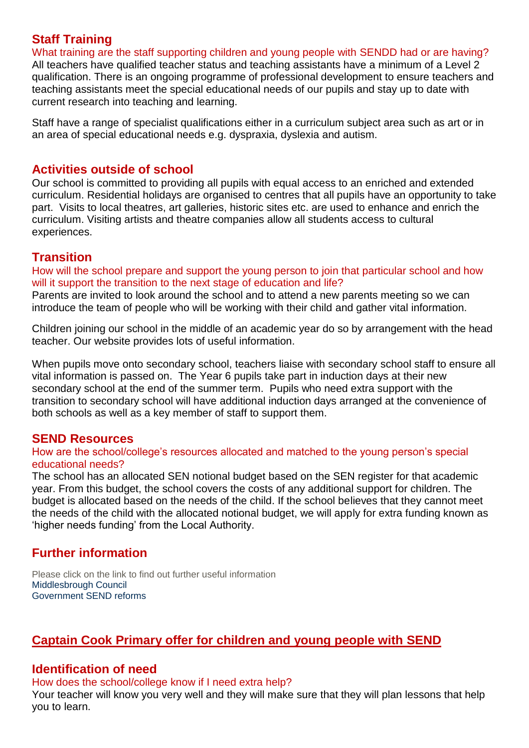## Staff Training

What training are the staff supporting children and young people with SENDD had or are having?

All teachers have qualified teacher status and teaching assistants have a minimum of a Level 2 qualification. There is an ongoing programme of professional development to ensure teachers and teaching assistants meet the special educational needs of our pupils and stay up to date with current research into teaching and learning.

Staff have a range of specialist qualifications either in a curriculum subject area such as art or in an area of special educational needs e.g. dyspraxia, dyslexia and autism.

## Activities outside of school

Our school is committed to providing all pupils with equal access to an enriched and extended curriculum. Residential holidays are organised to centres that all pupils have an opportunity to take part. Visits to local theatres, art galleries, historic sites etc. are used to enhance and enrich the curriculum. Visiting artists and theatre companies allow all students access to cultural experiences.

## Transition

How will the school prepare and support the young person to join that particular school and how will it support the transition to the next stage of education and life?

Parents are invited to look around the school and to attend a new parents meeting so we can introduce the team of people who will be working with their child and gather vital information.

Children joining our school in the middle of an academic year do so by arrangement with the head teacher. Our website provides lots of useful information.

When pupils move onto secondary school, teachers liaise with secondary school staff to ensure all vital information is passed on. The Year 6 pupils take part in induction days at their new secondary school at the end of the summer term. Pupils who need extra support with the transition to secondary school will have additional induction days arranged at the convenience of both schools as well as a key member of staff to support them.

## SEND Resources

How are the school/college's resources allocated and matched to the young person's special educational needs?

The school has an allocated SEN notional budget based on the SEN register for that academic year. From this budget, the school covers the costs of any additional support for children. The budget is allocated based on the needs of the child. If the school believes that they cannot meet the needs of the child with the allocated notional budget, we will apply for extra funding known as 'higher needs funding' from the Local Authority.

## Further information

Please click on the link to find out further useful information

Middlesbrough Council

Government SEND reforms

# Captain Cook Primary offer for children and young people with SEND

## Identification of need

How does the school/college know if I need extra help?

Your teacher will know you very well and they will make sure that they will plan lessons that help you to learn.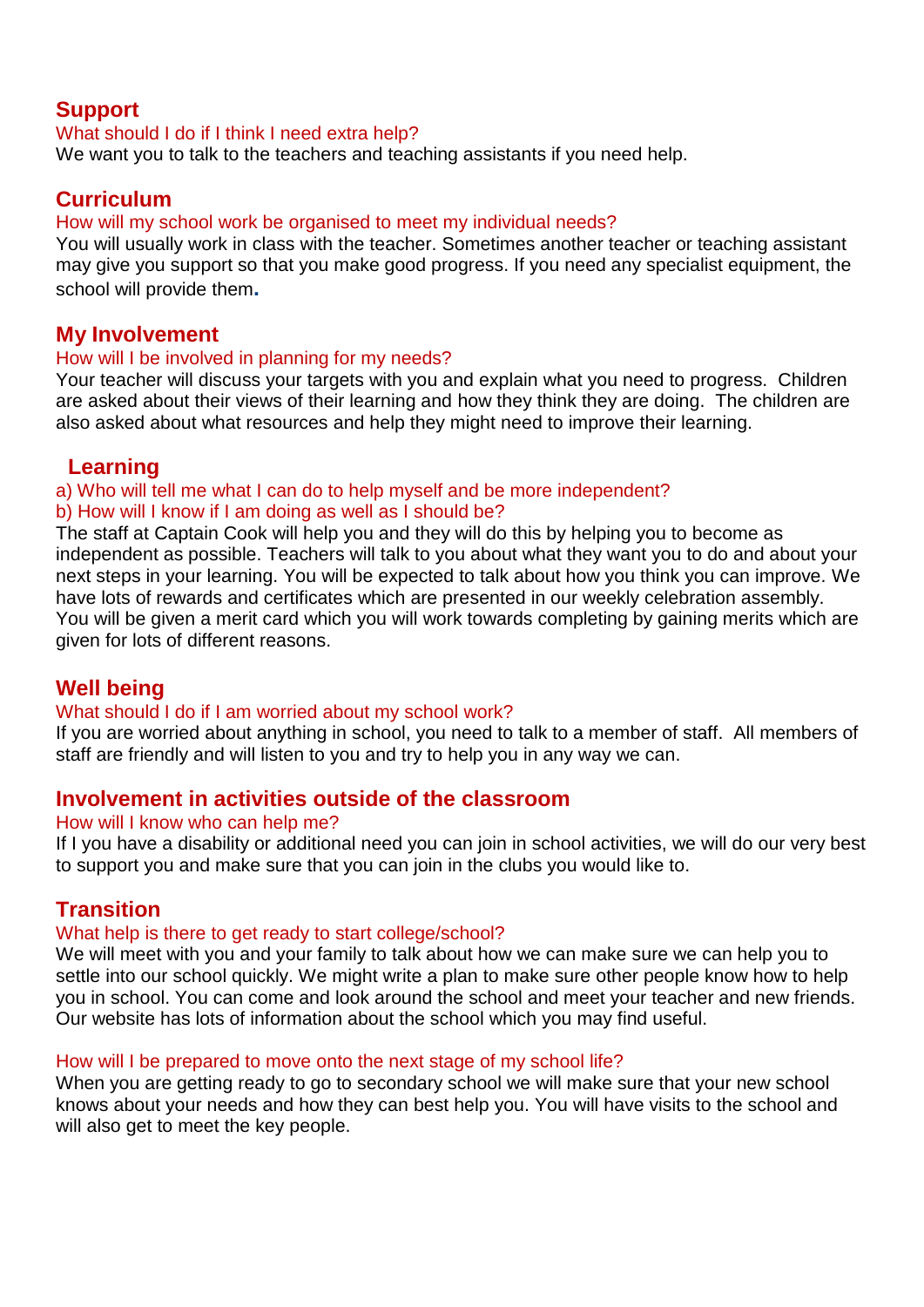## Support

What should I do if I think I need extra help?

We want you to talk to the teachers and teaching assistants if you need help.

## Curriculum

How will my school work be organised to meet my individual needs?

You will usually work in class with the teacher. Sometimes another teacher or teaching assistant may give you support so that you make good progress. If you need any specialist equipment, the school will provide them.

## My Involvement

How will I be involved in planning for my needs?

Your teacher will discuss your targets with you and explain what you need to progress. Children are asked about their views of their learning and how they think they are doing. The children are also asked about what resources and help they might need to improve their learning.

## Learning

a) Who will tell me what I can do to help myself and be more independent?

b) How will I know if I am doing as well as I should be?

The staff at Captain Cook will help you and they will do this by helping you to become as independent as possible. Teachers will talk to you about what they want you to do and about your next steps in your learning. You will be expected to talk about how you think you can improve. We have lots of rewards and certificates which are presented in our weekly celebration assembly. You will be given a merit card which you will work towards completing by gaining merits which are given for lots of different reasons.

## Well being

What should I do if I am worried about my school work?

If you are worried about anything in school, you need to talk to a member of staff. All members of staff are friendly and will listen to you and try to help you in any way we can.

## Involvement in activities outside of the classroom

How will I know who can help me?

If I you have a disability or additional need you can join in school activities, we will do our very best to support you and make sure that you can join in the clubs you would like to.

## Transition

What help is there to get ready to start college/school?

We will meet with you and your family to talk about how we can make sure we can help you to settle into our school quickly. We might write a plan to make sure other people know how to help you in school. You can come and look around the school and meet your teacher and new friends. Our website has lots of information about the school which you may find useful.

How will I be prepared to move onto the next stage of my school life?

When you are getting ready to go to secondary school we will make sure that your new school knows about your needs and how they can best help you. You will have visits to the school and will also get to meet the key people.